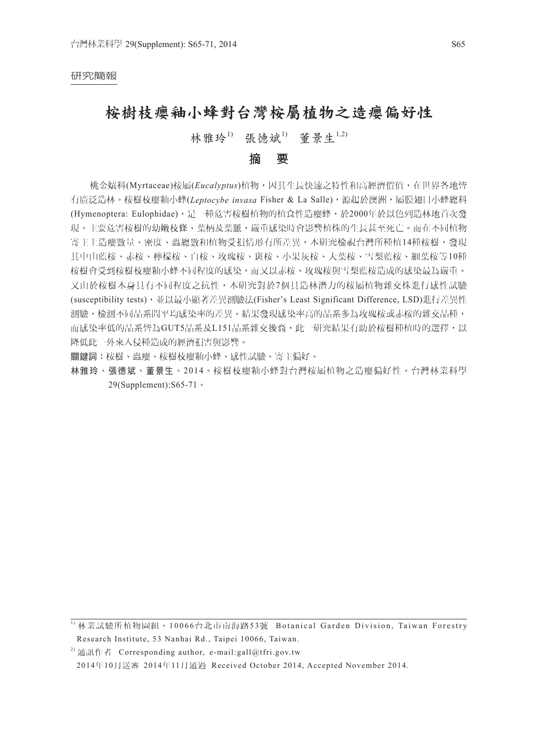研究簡報

# 桉樹枝癭釉小蜂對台灣桉屬植物之造癭偏好性

林雅玲[1)] 張德斌[1)] 董景生[1,2)]

## 摘 要

桃金孃科(Myrtaceae)桉屬(*Eucalyptus*)植物，因其生長快速之特性和高經濟價值，在世界各地皆有廣泛造林。桉樹枝癭釉小蜂(*Leptocybe invasa* Fisher & La Salle)，源起於澳洲，屬膜翅目小蜂總科(Hymenoptera: Eulophidae)，是一種危害桉樹植物的植食性造癭蜂，於2000年於以色列造林地首次發現。主要危害桉樹的幼嫩枝條、葉柄及葉脈，嚴重感染時會影響植株的生長甚至死亡。而在不同植物寄主上造癭數量、密度、蟲總數和植物受損情形有所差異，本研究檢視台灣所種植14種桉樹，發現其中山藍桉、赤桉、檸檬桉、白桉、玫瑰桉、斑桉、小果灰桉、大葉桉、雪梨藍桉、細葉桉等10種桉樹會受到桉樹枝癭釉小蜂不同程度的感染，而又以赤桉、玫瑰桉與雪梨藍桉造成的感染最為嚴重。又由於桉樹本身具有不同程度之抗性，本研究對於7個具造林潛力的桉屬植物雜交株進行感性試驗(susceptibility tests)，並以最小顯著差異測驗法(Fisher's Least Significant Difference, LSD)進行差異性測驗，檢測不同品系間平均感染率的差異。結果發現感染率高的品系多為玫瑰桉或赤桉的雜交品種，而感染率低的品系皆為GUT5品系及L151品系雜交後裔，此一研究結果有助於桉樹種植時的選擇，以降低此一外來入侵種造成的經濟損害與影響。

**關鍵詞**：桉樹、蟲癭、桉樹枝癭釉小蜂、感性試驗、寄主偏好。

**林雅玲、張德斌、董景生**。2014。桉樹枝癭釉小蜂對台灣桉屬植物之造癭偏好性。台灣林業科學 29(Supplement):S65-71。

---

1) 林業試驗所植物園組，10066台北市南海路53號 Botanical Garden Division, Taiwan Forestry Research Institute, 53 Nanhai Rd., Taipei 10066, Taiwan.

2) 通訊作者 Corresponding author, e-mail:gall@tfri.gov.tw

2014年10月送審 2014年11月通過 Received October 2014, Accepted November 2014.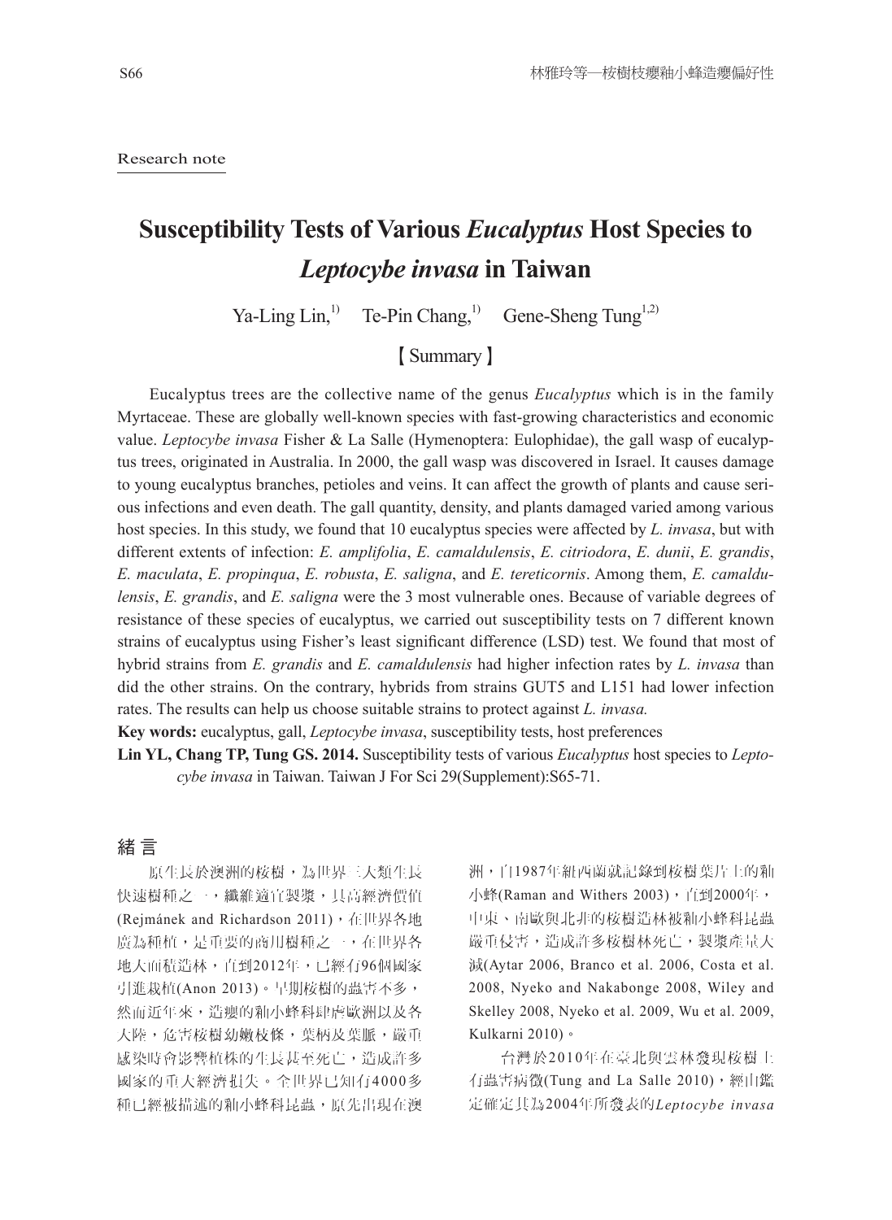Research note

# Susceptibility Tests of Various *Eucalyptus* Host Species to *Leptocybe invasa* in Taiwan

Ya-Ling Lin,[1] Te-Pin Chang,[1] Gene-Sheng Tung[1,2]

## 【Summary】

Eucalyptus trees are the collective name of the genus *Eucalyptus* which is in the family Myrtaceae. These are globally well-known species with fast-growing characteristics and economic value. *Leptocybe invasa* Fisher & La Salle (Hymenoptera: Eulophidae), the gall wasp of eucalyptus trees, originated in Australia. In 2000, the gall wasp was discovered in Israel. It causes damage to young eucalyptus branches, petioles and veins. It can affect the growth of plants and cause serious infections and even death. The gall quantity, density, and plants damaged varied among various host species. In this study, we found that 10 eucalyptus species were affected by *L. invasa*, but with different extents of infection: *E. amplifolia*, *E. camaldulensis*, *E. citriodora*, *E. dunii*, *E. grandis*, *E. maculata*, *E. propinqua*, *E. robusta*, *E. saligna*, and *E. tereticornis*. Among them, *E. camaldulensis*, *E. grandis*, and *E. saligna* were the 3 most vulnerable ones. Because of variable degrees of resistance of these species of eucalyptus, we carried out susceptibility tests on 7 different known strains of eucalyptus using Fisher's least significant difference (LSD) test. We found that most of hybrid strains from *E. grandis* and *E. camaldulensis* had higher infection rates by *L. invasa* than did the other strains. On the contrary, hybrids from strains GUT5 and L151 had lower infection rates. The results can help us choose suitable strains to protect against *L. invasa.*

**Key words:** eucalyptus, gall, *Leptocybe invasa*, susceptibility tests, host preferences

**Lin YL, Chang TP, Tung GS. 2014.** Susceptibility tests of various *Eucalyptus* host species to *Leptocybe invasa* in Taiwan. Taiwan J For Sci 29(Supplement):S65-71.

## 緒言

原生長於澳洲的桉樹，為世界三大類生長快速樹種之一，纖維適宜製漿，具高經濟價值(Rejmánek and Richardson 2011)，在世界各地廣為種植，是重要的商用樹種之一，在世界各地大面積造林，直到2012年，已經有96個國家引進栽植(Anon 2013)。早期桉樹的蟲害不多，然而近年來，造癭的釉小蜂科肆虐歐洲以及各大陸，危害桉樹幼嫩枝條，葉柄及葉脈，嚴重感染時會影響植株的生長甚至死亡，造成許多國家的重大經濟損失。全世界已知有4000多種已經被描述的釉小蜂科昆蟲，原先出現在澳洲，自1987年紐西蘭就記錄到桉樹葉片上的釉小蜂(Raman and Withers 2003)，直到2000年，中東、南歐與北非的桉樹造林被釉小蜂科昆蟲嚴重侵害，造成許多桉樹林死亡，製漿產量大減(Aytar 2006, Branco et al. 2006, Costa et al. 2008, Nyeko and Nakabonge 2008, Wiley and Skelley 2008, Nyeko et al. 2009, Wu et al. 2009, Kulkarni 2010)。

台灣於2010年在臺北與雲林發現桉樹上有蟲害病徵(Tung and La Salle 2010)，經由鑑定確定其為2004年所發表的*Leptocybe invasa*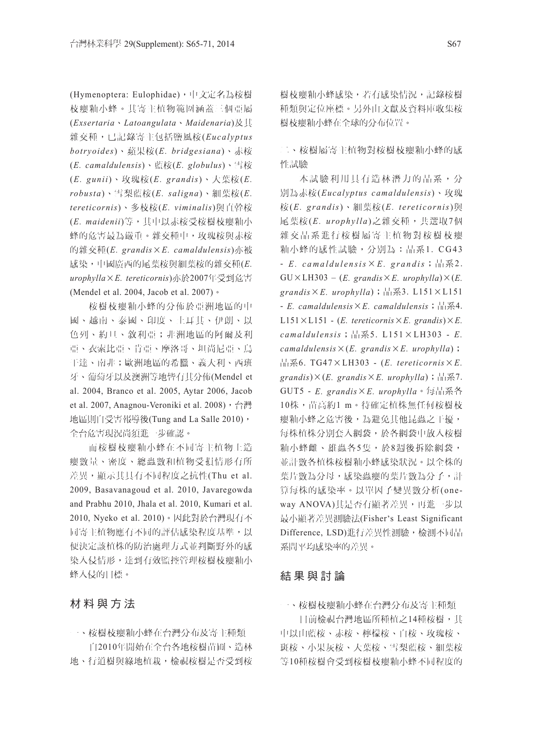(Hymenoptera: Eulophidae)，中文定名為桉樹枝癭釉小蜂。其寄主植物範圍涵蓋三個亞屬(*Exsertaria*、*Latoangulata*、*Maidenaria*)及其雜交種，已記錄寄主包括鹽風桉(*Eucalyptus botryoides*)、蘋果桉(*E. bridgesiana*)、赤桉(*E. camaldulensis*)、藍桉(*E. globulus*)、雪桉(*E. gunii*)、玫瑰桉(*E. grandis*)、大葉桉(*E. robusta*)、雪梨藍桉(*E. saligna*)、細葉桉(*E. tereticornis*)、多枝桉(*E. viminalis*)與直幹桉(*E. maidenii*)等，其中以赤桉受桉樹枝癭釉小蜂的危害最為嚴重。雜交種中，玫瑰桉與赤桉的雜交種(*E. grandis*×*E. camaldulensis*)亦被感染，中國廣西的尾葉桉與細葉桉的雜交種(*E. urophylla*×*E. tereticornis*)亦於2007年受到危害(Mendel et al. 2004, Jacob et al. 2007)。

桉樹枝癭釉小蜂的分佈於亞洲地區的中國、越南、泰國、印度、土耳其、伊朗、以色列、約旦、敘利亞；非洲地區的阿爾及利亞、衣索比亞、肯亞、摩洛哥、坦尚尼亞、烏干達、南非；歐洲地區的希臘、義大利、西班牙、葡萄牙以及澳洲等地皆有其分佈(Mendel et al. 2004, Branco et al. 2005, Aytar 2006, Jacob et al. 2007, Anagnou-Veroniki et al. 2008)，台灣地區則自受害報導後(Tung and La Salle 2010)，全台危害現況尚須進一步確認。

而桉樹枝癭釉小蜂在不同寄主植物上造癭數量、密度、總蟲數和植物受損情形有所差異，顯示其具有不同程度之抗性(Thu et al. 2009, Basavanagoud et al. 2010, Javaregowda and Prabhu 2010, Jhala et al. 2010, Kumari et al. 2010, Nyeko et al. 2010)。因此對於台灣現有不同寄主植物應有不同的評估感染程度基準，以便決定該植株的防治處理方式並判斷野外的感染入侵情形，達到有效監控管理桉樹枝癭釉小蜂入侵的目標。

## 材料與方法

一、桉樹枝癭釉小蜂在台灣分布及寄主種類

自2010年開始在全台各地桉樹苗圃、造林地、行道樹與綠地植栽，檢視桉樹是否受到桉樹枝癭釉小蜂感染，若有感染情況，記錄桉樹種類與定位座標。另外由文獻及資料庫收集桉樹枝癭釉小蜂在全球的分布位置。

二、桉樹屬寄主植物對桉樹枝癭釉小蜂的感性試驗

本試驗利用具有造林潛力的品系，分別為赤桉(*Eucalyptus camaldulensis*)、玫瑰桉(*E. grandis*)、細葉桉(*E. tereticornis*)與尾葉桉(*E. urophylla*)之雜交種，共選取7個雜交品系進行桉樹屬寄主植物對桉樹枝癭釉小蜂的感性試驗，分別為：品系1. CG43 - *E. camaldulensis*×*E. grandis*；品系2. GU×LH303 – (*E. grandis*×*E. urophylla*)×(*E. grandis*×*E. urophylla*)；品系3. L151×L151 - *E. camaldulensis*×*E. camaldulensis*；品系4. L151×L151 - (*E. tereticornis*×*E. grandis*)×*E. camaldulensis*；品系5. L151×LH303 - *E. camaldulensis*×(*E. grandis*×*E. urophylla*)；品系6. TG47×LH303 - (*E. tereticornis*×*E. grandis*)×(*E. grandis*×*E. urophylla*)；品系7. GUT5 - *E. grandis*×*E. urophylla*。每品系各10株，苗高約1 m。待確定植株無任何桉樹枝癭釉小蜂之危害後，為避免其他昆蟲之干擾，每株植株分別套入網袋，於各網袋中放入桉樹釉小蜂雌、雄蟲各5隻，於8週後拆除網袋，並計數各植株桉樹釉小蜂感染狀況。以全株的葉片數為分母，感染蟲癭的葉片數為分子，計算每株的感染率。以單因子變異數分析(one-way ANOVA)其是否有顯著差異，再進一步以最小顯著差異測驗法(Fisher's Least Significant Difference, LSD)進行差異性測驗，檢測不同品系間平均感染率的差異。

## 結果與討論

一、桉樹枝癭釉小蜂在台灣分布及寄主種類

目前檢視台灣地區所種植之14種桉樹，其中以山藍桉、赤桉、檸檬桉、白桉、玫瑰桉、斑桉、小果灰桉、大葉桉、雪梨藍桉、細葉桉等10種桉樹會受到桉樹枝癭釉小蜂不同程度的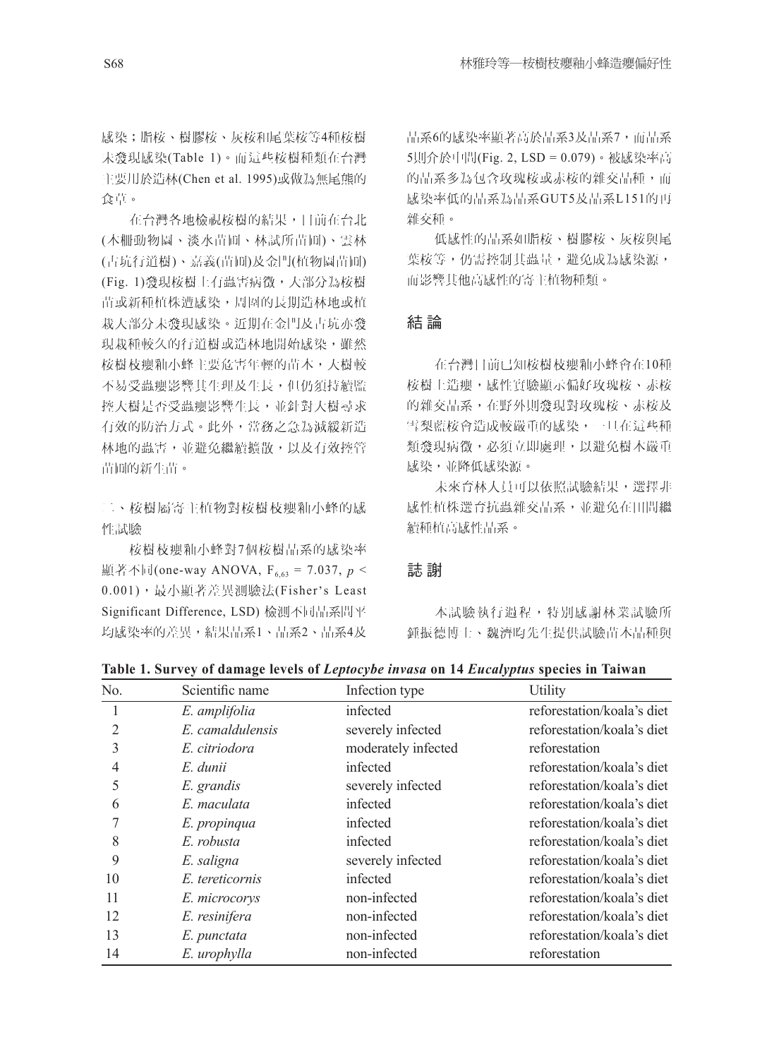感染；脂桉、樹膠桉、灰桉和尾葉桉等4種桉樹未發現感染(Table 1)。而這些桉樹種類在台灣主要用於造林(Chen et al. 1995)或做為無尾熊的食草。

在台灣各地檢視桉樹的結果，目前在台北(木柵動物園、淡水苗圃、林試所苗圃)、雲林(古坑行道樹)、嘉義(苗圃)及金門(植物園苗圃)(Fig. 1)發現桉樹上有蟲害病徵，大部分為桉樹苗或新種植株遭感染，周圍的長期造林地或植栽大部分未發現感染。近期在金門及古坑亦發現栽種較久的行道樹或造林地開始感染，雖然桉樹枝癭釉小蜂主要危害年輕的苗木，大樹較不易受蟲癭影響其生理及生長，但仍須持續監控大樹是否受蟲癭影響生長，並針對大樹尋求有效的防治方式。此外，當務之急為減緩新造林地的蟲害，並避免繼續擴散，以及有效控管苗圃的新生苗。

三、桉樹屬寄主植物對桉樹枝癭釉小蜂的感性試驗

桉樹枝癭釉小蜂對7個桉樹品系的感染率顯著不同(one-way ANOVA, $F_{6,63} = 7.037$, $p < 0.001$)，最小顯著差異測驗法(Fisher's Least Significant Difference, LSD) 檢測不同品系間平均感染率的差異，結果品系1、品系2、品系4及品系6的感染率顯著高於品系3及品系7，而品系5則介於中間(Fig. 2, LSD = 0.079)。被感染率高的品系多為包含玫瑰桉或赤桉的雜交品種，而感染率低的品系為品系GUT5及品系L151的再雜交種。

低感性的品系如脂桉、樹膠桉、灰桉與尾葉桉等，仍需控制其蟲量，避免成為感染源，而影響其他高感性的寄主植物種類。

## 結 論

在台灣目前已知桉樹枝癭釉小蜂會在10種桉樹上造癭，感性實驗顯示偏好玫瑰桉、赤桉的雜交品系，在野外則發現對玫瑰桉、赤桉及雪梨藍桉會造成較嚴重的感染，一旦在這些種類發現病徵，必須立即處理，以避免樹木嚴重感染，並降低感染源。

未來育林人員可以依照試驗結果，選擇非感性植株選育抗蟲雜交品系，並避免在田間繼續種植高感性品系。

## 誌 謝

本試驗執行過程，特別感謝林業試驗所鍾振德博士、魏濟昀先生提供試驗苗木品種與

**Table 1. Survey of damage levels of *Leptocybe invasa* on 14 *Eucalyptus* species in Taiwan**

| No. | Scientific name | Infection type | Utility |
|---|---|---|---|
| 1 | *E. amplifolia* | infected | reforestation/koala's diet |
| 2 | *E. camaldulensis* | severely infected | reforestation/koala's diet |
| 3 | *E. citriodora* | moderately infected | reforestation |
| 4 | *E. dunii* | infected | reforestation/koala's diet |
| 5 | *E. grandis* | severely infected | reforestation/koala's diet |
| 6 | *E. maculata* | infected | reforestation/koala's diet |
| 7 | *E. propinqua* | infected | reforestation/koala's diet |
| 8 | *E. robusta* | infected | reforestation/koala's diet |
| 9 | *E. saligna* | severely infected | reforestation/koala's diet |
| 10 | *E. tereticornis* | infected | reforestation/koala's diet |
| 11 | *E. microcorys* | non-infected | reforestation/koala's diet |
| 12 | *E. resinifera* | non-infected | reforestation/koala's diet |
| 13 | *E. punctata* | non-infected | reforestation/koala's diet |
| 14 | *E. urophylla* | non-infected | reforestation |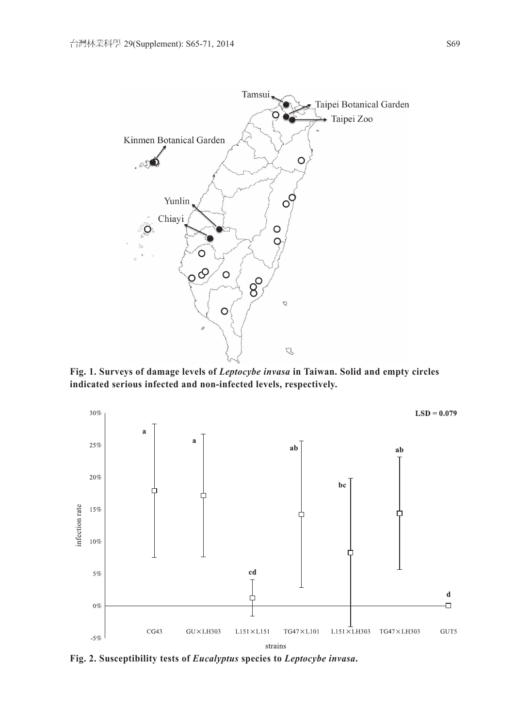Fig. 1. Surveys of damage levels of *Leptocybe invasa* in Taiwan. Solid and empty circles indicated serious infected and non-infected levels, respectively.

Fig. 2. Susceptibility tests of *Eucalyptus* species to *Leptocybe invasa*.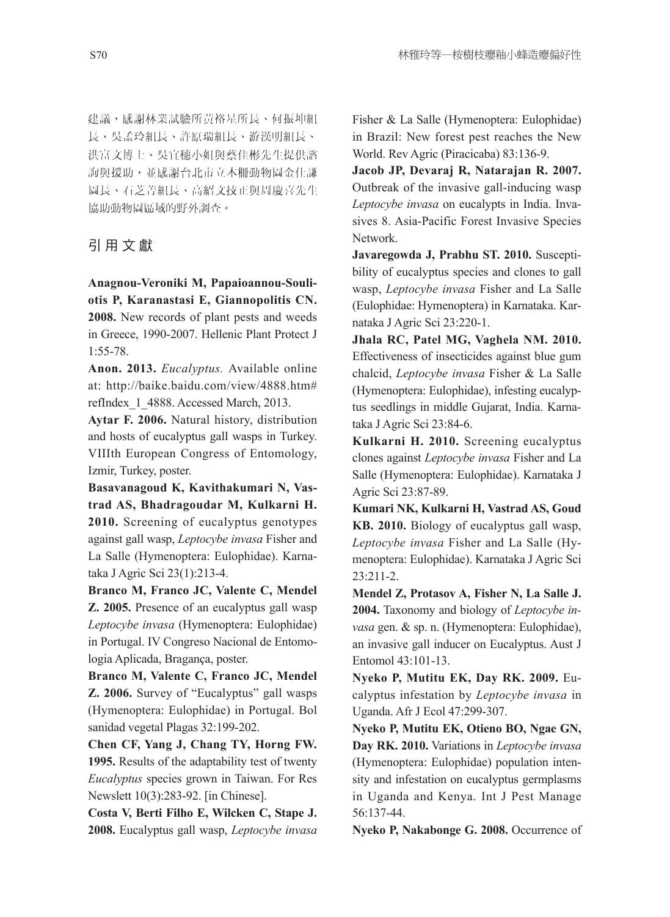建議，感謝林業試驗所黃裕星所長、何振坤組長、吳孟玲組長、許原瑞組長、游漢明組長、洪富文博士、吳宜穗小姐與蔡佳彬先生提供諮詢與援助，並感謝台北市立木柵動物園金仕謙園長、石芝菁組長、高紹文技正與周慶喜先生協助動物園區域的野外調查。

## 引用文獻

**Anagnou-Veroniki M, Papaioannou-Souliotis P, Karanastasi E, Giannopolitis CN. 2008.** New records of plant pests and weeds in Greece, 1990-2007. Hellenic Plant Protect J 1:55-78.

**Anon. 2013.** *Eucalyptus.* Available online at: http://baike.baidu.com/view/4888.htm#refIndex_1_4888. Accessed March, 2013.

**Aytar F. 2006.** Natural history, distribution and hosts of eucalyptus gall wasps in Turkey. VIIIth European Congress of Entomology, Izmir, Turkey, poster.

**Basavanagoud K, Kavithakumari N, Vastrad AS, Bhadragoudar M, Kulkarni H. 2010.** Screening of eucalyptus genotypes against gall wasp, *Leptocybe invasa* Fisher and La Salle (Hymenoptera: Eulophidae). Karnataka J Agric Sci 23(1):213-4.

**Branco M, Franco JC, Valente C, Mendel Z. 2005.** Presence of an eucalyptus gall wasp *Leptocybe invasa* (Hymenoptera: Eulophidae) in Portugal. IV Congreso Nacional de Entomologia Aplicada, Bragança, poster.

**Branco M, Valente C, Franco JC, Mendel Z. 2006.** Survey of "Eucalyptus" gall wasps (Hymenoptera: Eulophidae) in Portugal. Bol sanidad vegetal Plagas 32:199-202.

**Chen CF, Yang J, Chang TY, Horng FW. 1995.** Results of the adaptability test of twenty *Eucalyptus* species grown in Taiwan. For Res Newslett 10(3):283-92. [in Chinese].

**Costa V, Berti Filho E, Wilcken C, Stape J. 2008.** Eucalyptus gall wasp, *Leptocybe invasa* Fisher & La Salle (Hymenoptera: Eulophidae) in Brazil: New forest pest reaches the New World. Rev Agric (Piracicaba) 83:136-9.

**Jacob JP, Devaraj R, Natarajan R. 2007.** Outbreak of the invasive gall-inducing wasp *Leptocybe invasa* on eucalypts in India. Invasives 8. Asia-Pacific Forest Invasive Species Network.

**Javaregowda J, Prabhu ST. 2010.** Susceptibility of eucalyptus species and clones to gall wasp, *Leptocybe invasa* Fisher and La Salle (Eulophidae: Hymenoptera) in Karnataka. Karnataka J Agric Sci 23:220-1.

**Jhala RC, Patel MG, Vaghela NM. 2010.** Effectiveness of insecticides against blue gum chalcid, *Leptocybe invasa* Fisher & La Salle (Hymenoptera: Eulophidae), infesting eucalyptus seedlings in middle Gujarat, India. Karnataka J Agric Sci 23:84-6.

**Kulkarni H. 2010.** Screening eucalyptus clones against *Leptocybe invasa* Fisher and La Salle (Hymenoptera: Eulophidae). Karnataka J Agric Sci 23:87-89.

**Kumari NK, Kulkarni H, Vastrad AS, Goud KB. 2010.** Biology of eucalyptus gall wasp, *Leptocybe invasa* Fisher and La Salle (Hymenoptera: Eulophidae). Karnataka J Agric Sci 23:211-2.

**Mendel Z, Protasov A, Fisher N, La Salle J. 2004.** Taxonomy and biology of *Leptocybe invasa* gen. & sp. n. (Hymenoptera: Eulophidae), an invasive gall inducer on Eucalyptus. Aust J Entomol 43:101-13.

**Nyeko P, Mutitu EK, Day RK. 2009.** Eucalyptus infestation by *Leptocybe invasa* in Uganda. Afr J Ecol 47:299-307.

**Nyeko P, Mutitu EK, Otieno BO, Ngae GN, Day RK. 2010.** Variations in *Leptocybe invasa* (Hymenoptera: Eulophidae) population intensity and infestation on eucalyptus germplasms in Uganda and Kenya. Int J Pest Manage 56:137-44.

**Nyeko P, Nakabonge G. 2008.** Occurrence of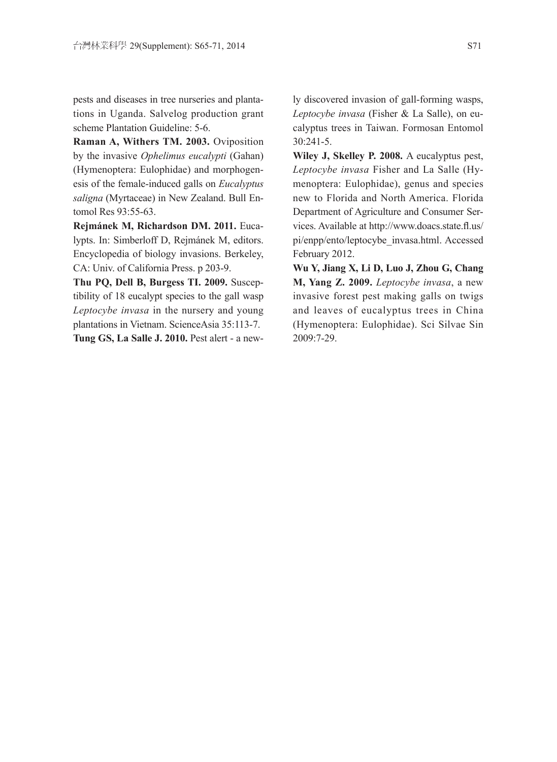pests and diseases in tree nurseries and plantations in Uganda. Salvelog production grant scheme Plantation Guideline: 5-6.

**Raman A, Withers TM. 2003.** Oviposition by the invasive *Ophelimus eucalypti* (Gahan) (Hymenoptera: Eulophidae) and morphogenesis of the female-induced galls on *Eucalyptus saligna* (Myrtaceae) in New Zealand. Bull Entomol Res 93:55-63.

**Rejmánek M, Richardson DM. 2011.** Eucalypts. In: Simberloff D, Rejmánek M, editors. Encyclopedia of biology invasions. Berkeley, CA: Univ. of California Press. p 203-9.

**Thu PQ, Dell B, Burgess TI. 2009.** Susceptibility of 18 eucalypt species to the gall wasp *Leptocybe invasa* in the nursery and young plantations in Vietnam. ScienceAsia 35:113-7.

**Tung GS, La Salle J. 2010.** Pest alert - a newly discovered invasion of gall-forming wasps, *Leptocybe invasa* (Fisher & La Salle), on eucalyptus trees in Taiwan. Formosan Entomol 30:241-5.

**Wiley J, Skelley P. 2008.** A eucalyptus pest, *Leptocybe invasa* Fisher and La Salle (Hymenoptera: Eulophidae), genus and species new to Florida and North America. Florida Department of Agriculture and Consumer Services. Available at http://www.doacs.state.fl.us/pi/enpp/ento/leptocybe_invasa.html. Accessed February 2012.

**Wu Y, Jiang X, Li D, Luo J, Zhou G, Chang M, Yang Z. 2009.** *Leptocybe invasa*, a new invasive forest pest making galls on twigs and leaves of eucalyptus trees in China (Hymenoptera: Eulophidae). Sci Silvae Sin 2009:7-29.